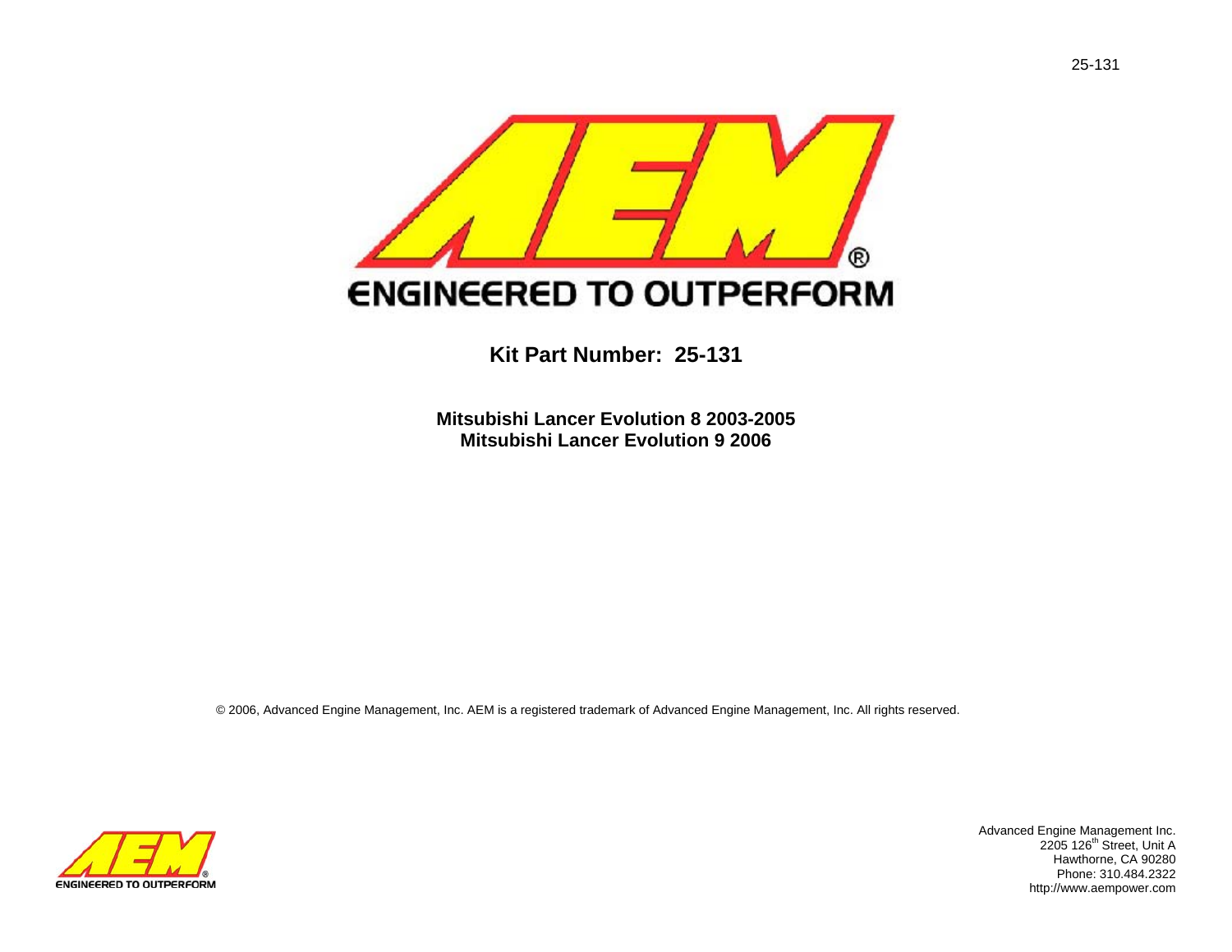ENGINEERED TO OUTPERFORM

# Kit Part Number: 25-131

**Mitsubishi Lancer Evolution 8 2003-2005**
**Mitsubishi Lancer Evolution 9 2006**

© 2006, Advanced Engine Management, Inc. AEM is a registered trademark of Advanced Engine Management, Inc. All rights reserved.

ENGINEERED TO OUTPERFORM

Advanced Engine Management Inc.
2205 126th Street, Unit A
Hawthorne, CA 90280
Phone: 310.484.2322
http://www.aempower.com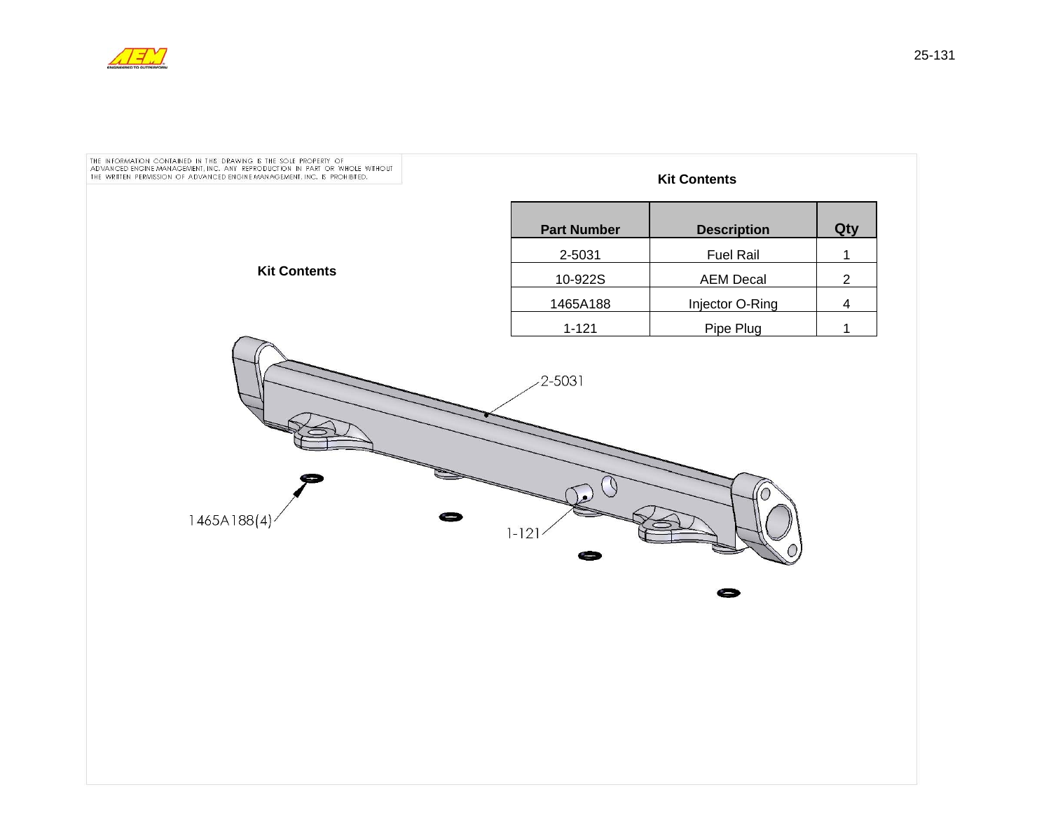THE INFORMATION CONTAINED IN THIS DRAWING IS THE SOLE PROPERTY OF ADVANCED ENGINE MANAGEMENT, INC. ANY REPRODUCTION IN PART OR WHOLE WITHOUT THE WRITTEN PERMISSION OF ADVANCED ENGINE MANAGEMENT, INC. IS PROHIBITED.

## Kit Contents

| Part Number | Description | Qty |
| --- | --- | --- |
| 2-5031 | Fuel Rail | 1 |
| 10-922S | AEM Decal | 2 |
| 1465A188 | Injector O-Ring | 4 |
| 1-121 | Pipe Plug | 1 |

## Kit Contents

2-5031

1465A188(4)

1-121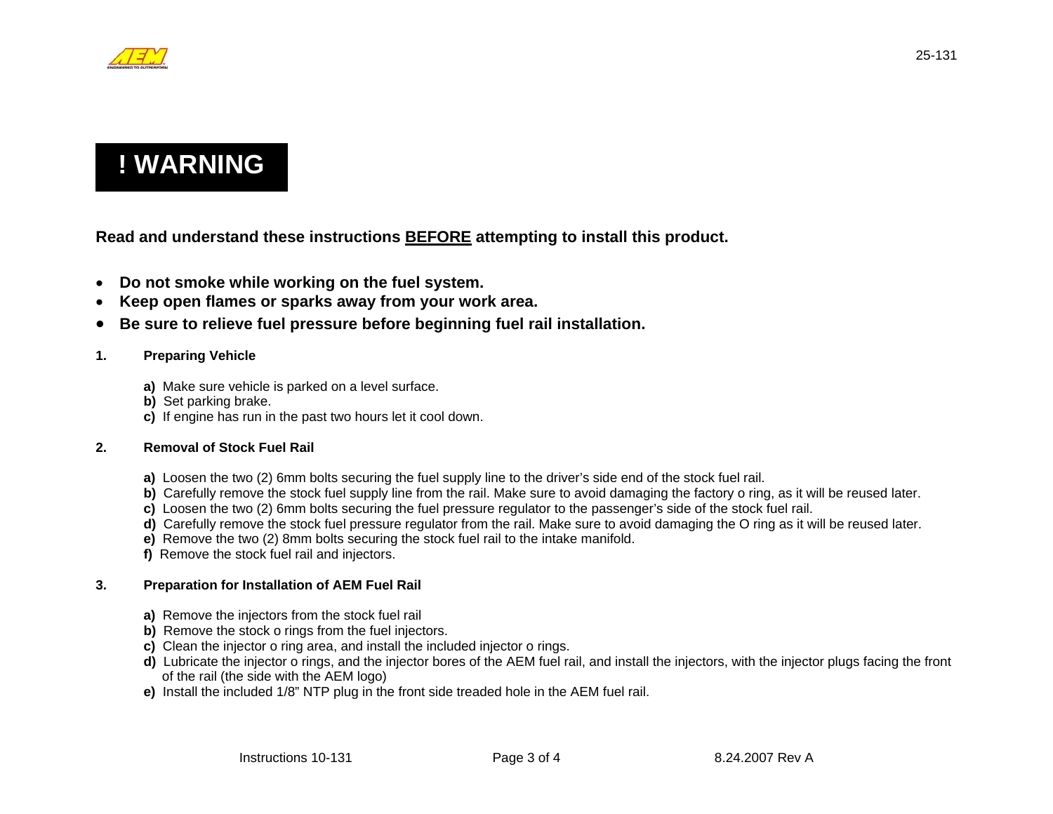# ! WARNING

**Read and understand these instructions <u>BEFORE</u> attempting to install this product.**

- **Do not smoke while working on the fuel system.**
- **Keep open flames or sparks away from your work area.**
- **Be sure to relieve fuel pressure before beginning fuel rail installation.**

**1. Preparing Vehicle**

**a)** Make sure vehicle is parked on a level surface.
**b)** Set parking brake.
**c)** If engine has run in the past two hours let it cool down.

**2. Removal of Stock Fuel Rail**

**a)** Loosen the two (2) 6mm bolts securing the fuel supply line to the driver's side end of the stock fuel rail.
**b)** Carefully remove the stock fuel supply line from the rail. Make sure to avoid damaging the factory o ring, as it will be reused later.
**c)** Loosen the two (2) 6mm bolts securing the fuel pressure regulator to the passenger's side of the stock fuel rail.
**d)** Carefully remove the stock fuel pressure regulator from the rail. Make sure to avoid damaging the O ring as it will be reused later.
**e)** Remove the two (2) 8mm bolts securing the stock fuel rail to the intake manifold.
**f)** Remove the stock fuel rail and injectors.

**3. Preparation for Installation of AEM Fuel Rail**

**a)** Remove the injectors from the stock fuel rail
**b)** Remove the stock o rings from the fuel injectors.
**c)** Clean the injector o ring area, and install the included injector o rings.
**d)** Lubricate the injector o rings, and the injector bores of the AEM fuel rail, and install the injectors, with the injector plugs facing the front of the rail (the side with the AEM logo)
**e)** Install the included 1/8" NTP plug in the front side treaded hole in the AEM fuel rail.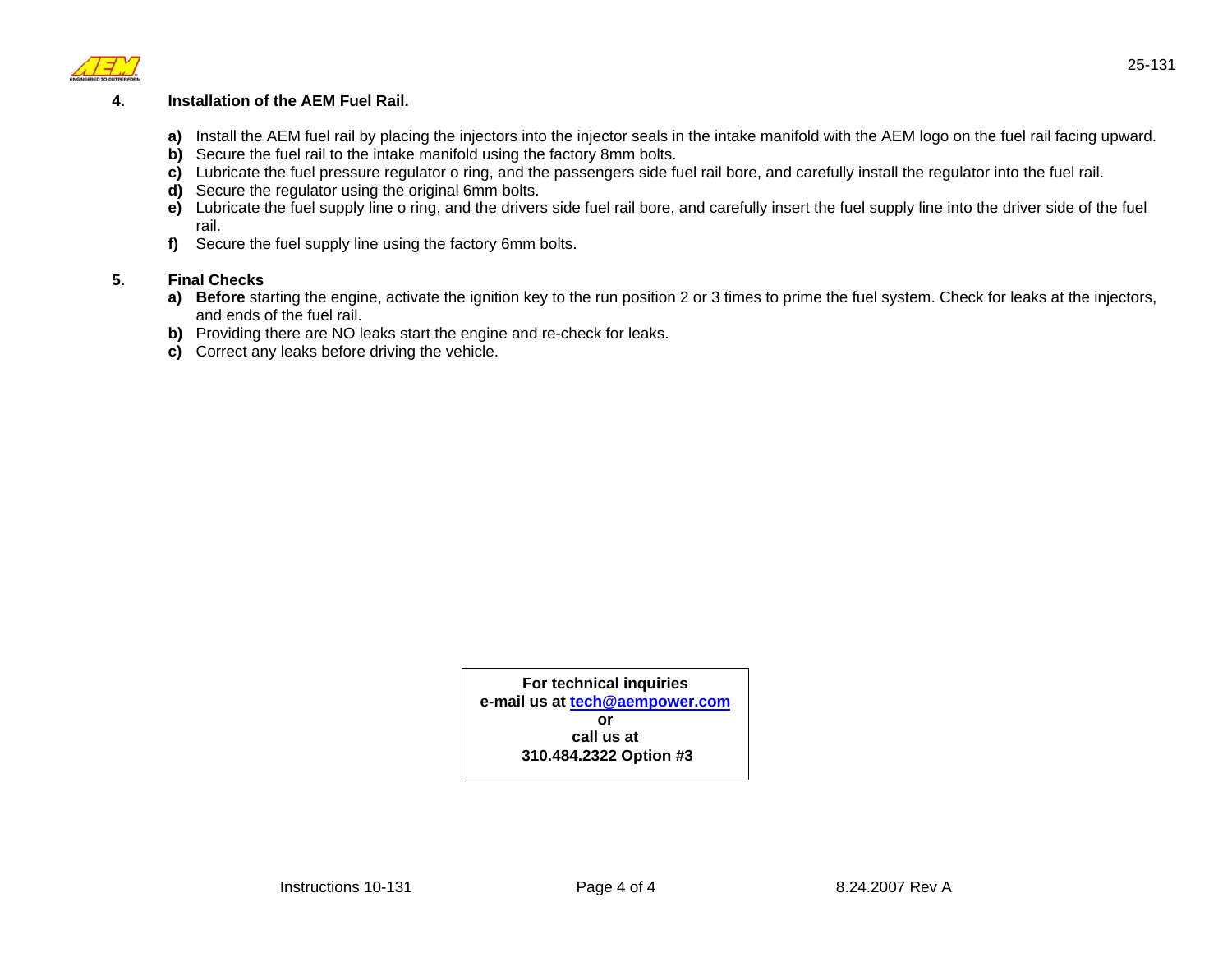## 4. Installation of the AEM Fuel Rail.

- **a)** Install the AEM fuel rail by placing the injectors into the injector seals in the intake manifold with the AEM logo on the fuel rail facing upward.
- **b)** Secure the fuel rail to the intake manifold using the factory 8mm bolts.
- **c)** Lubricate the fuel pressure regulator o ring, and the passengers side fuel rail bore, and carefully install the regulator into the fuel rail.
- **d)** Secure the regulator using the original 6mm bolts.
- **e)** Lubricate the fuel supply line o ring, and the drivers side fuel rail bore, and carefully insert the fuel supply line into the driver side of the fuel rail.
- **f)** Secure the fuel supply line using the factory 6mm bolts.

## 5. Final Checks

- **a)** **Before** starting the engine, activate the ignition key to the run position 2 or 3 times to prime the fuel system. Check for leaks at the injectors, and ends of the fuel rail.
- **b)** Providing there are NO leaks start the engine and re-check for leaks.
- **c)** Correct any leaks before driving the vehicle.

**For technical inquiries**
**e-mail us at tech@aempower.com**
**or**
**call us at**
**310.484.2322 Option #3**